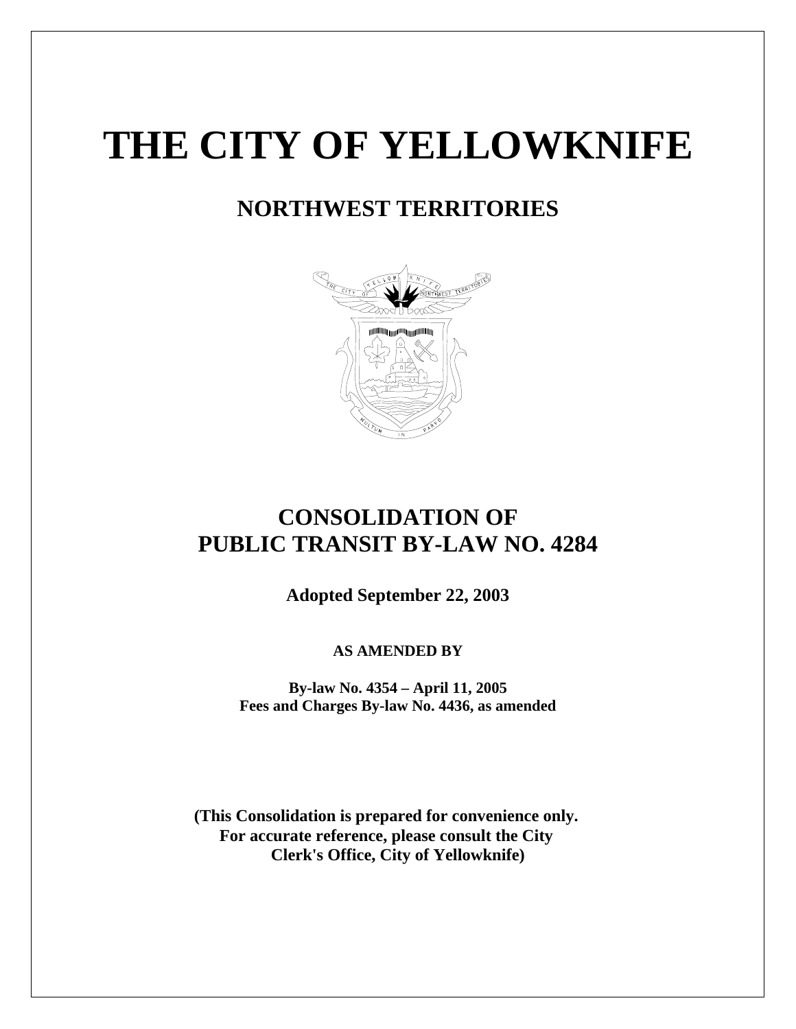# THE CITY OF YELLOWKNIFE

## NORTHWEST TERRITORIES

## CONSOLIDATION OF PUBLIC TRANSIT BY-LAW NO. 4284

**Adopted September 22, 2003**

**AS AMENDED BY**

**By-law No. 4354 – April 11, 2005**
**Fees and Charges By-law No. 4436, as amended**

**(This Consolidation is prepared for convenience only. For accurate reference, please consult the City Clerk's Office, City of Yellowknife)**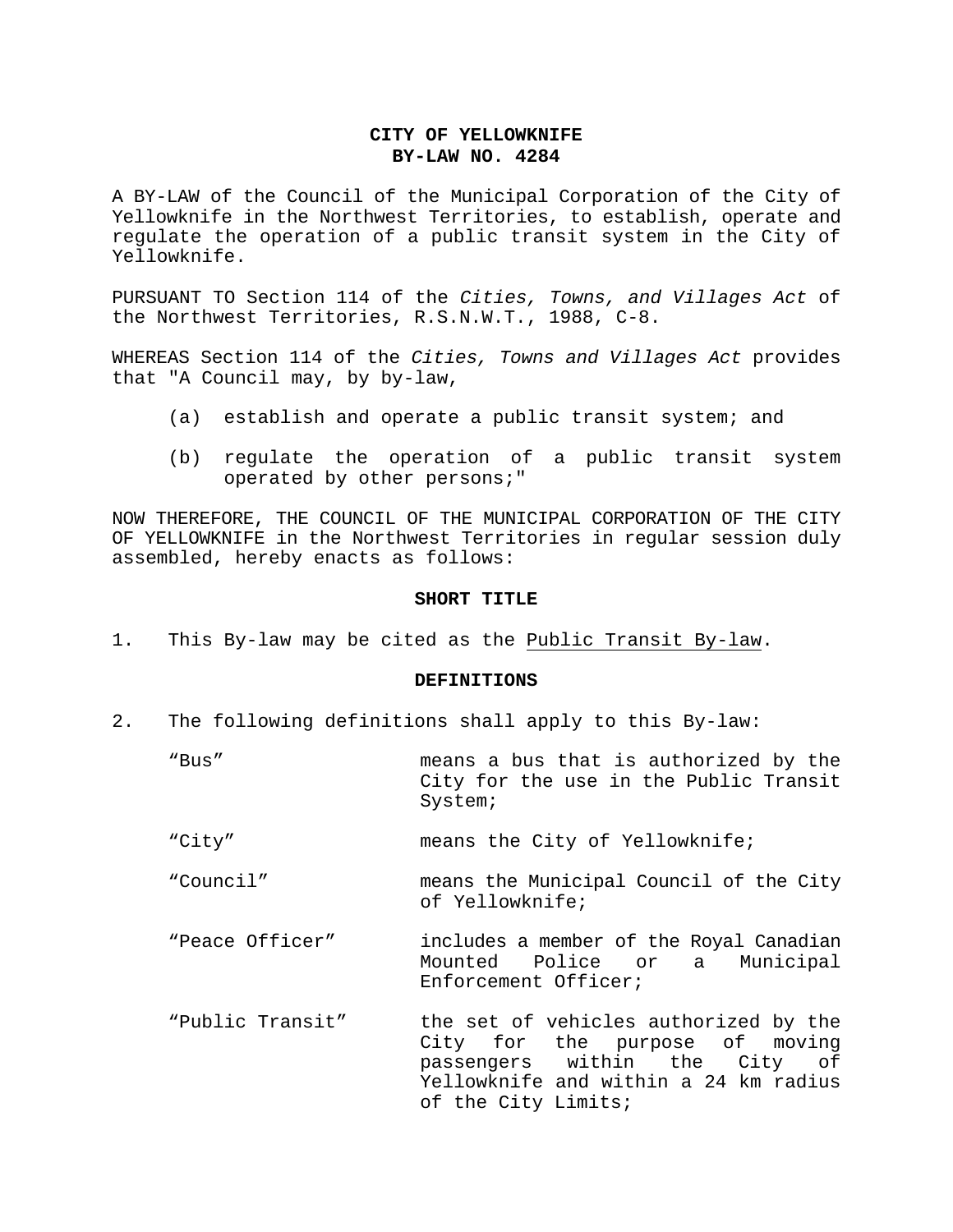**CITY OF YELLOWKNIFE**
**BY-LAW NO. 4284**

A BY-LAW of the Council of the Municipal Corporation of the City of Yellowknife in the Northwest Territories, to establish, operate and regulate the operation of a public transit system in the City of Yellowknife.

PURSUANT TO Section 114 of the *Cities, Towns, and Villages Act* of the Northwest Territories, R.S.N.W.T., 1988, C-8.

WHEREAS Section 114 of the *Cities, Towns and Villages Act* provides that "A Council may, by by-law,

(a) establish and operate a public transit system; and

(b) regulate the operation of a public transit system operated by other persons;"

NOW THEREFORE, THE COUNCIL OF THE MUNICIPAL CORPORATION OF THE CITY OF YELLOWKNIFE in the Northwest Territories in regular session duly assembled, hereby enacts as follows:

## SHORT TITLE

1. This By-law may be cited as the Public Transit By-law.

## DEFINITIONS

2. The following definitions shall apply to this By-law:

| | |
|---|---|
| "Bus" | means a bus that is authorized by the City for the use in the Public Transit System; |
| "City" | means the City of Yellowknife; |
| "Council" | means the Municipal Council of the City of Yellowknife; |
| "Peace Officer" | includes a member of the Royal Canadian Mounted Police or a Municipal Enforcement Officer; |
| "Public Transit" | the set of vehicles authorized by the City for the purpose of moving passengers within the City of Yellowknife and within a 24 km radius of the City Limits; |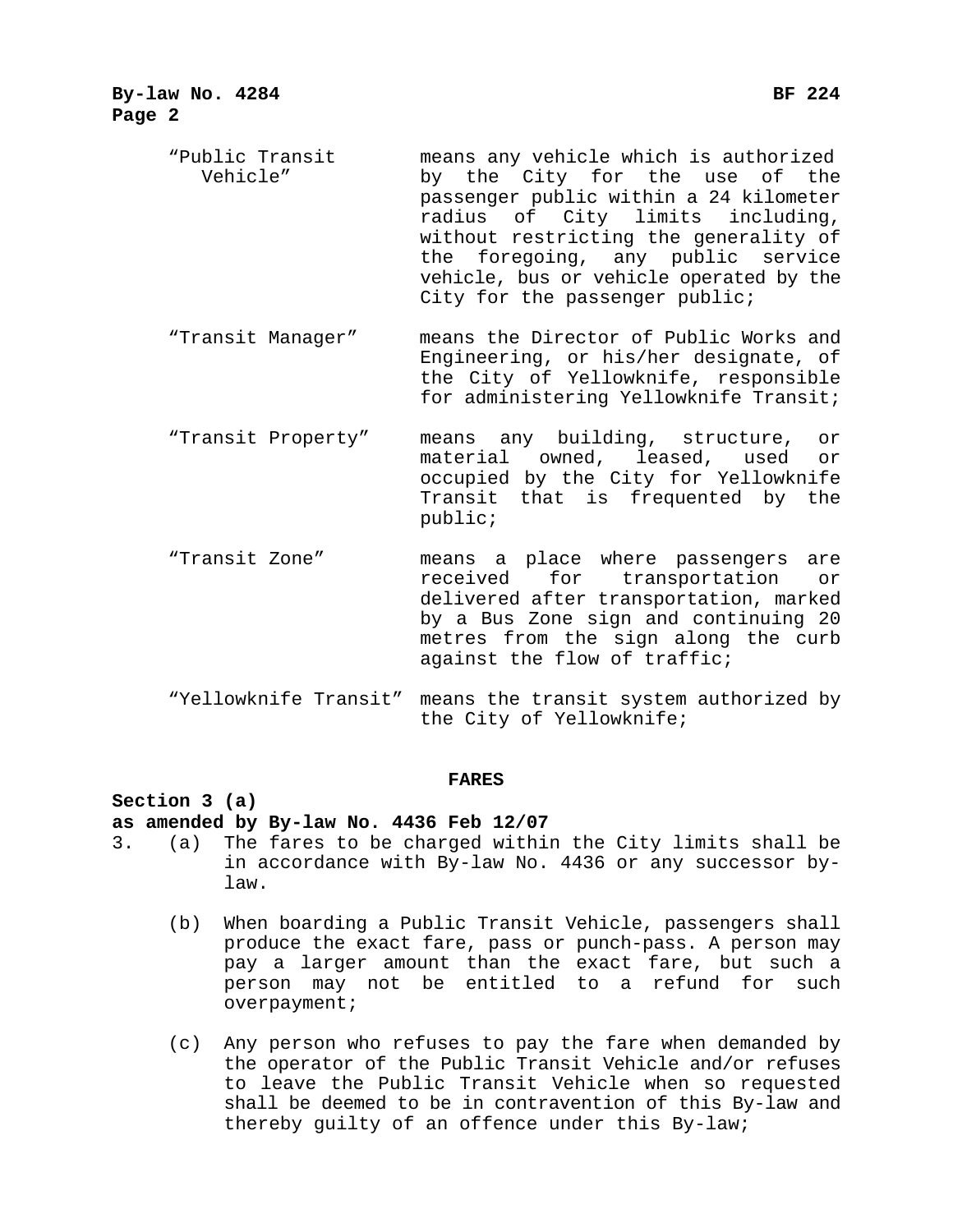"Public Transit Vehicle" means any vehicle which is authorized by the City for the use of the passenger public within a 24 kilometer radius of City limits including, without restricting the generality of the foregoing, any public service vehicle, bus or vehicle operated by the City for the passenger public;

"Transit Manager" means the Director of Public Works and Engineering, or his/her designate, of the City of Yellowknife, responsible for administering Yellowknife Transit;

"Transit Property" means any building, structure, or material owned, leased, used or occupied by the City for Yellowknife Transit that is frequented by the public;

"Transit Zone" means a place where passengers are received for transportation or delivered after transportation, marked by a Bus Zone sign and continuing 20 metres from the sign along the curb against the flow of traffic;

"Yellowknife Transit" means the transit system authorized by the City of Yellowknife;

## FARES

**Section 3 (a)**
**as amended by By-law No. 4436 Feb 12/07**

3. (a) The fares to be charged within the City limits shall be in accordance with By-law No. 4436 or any successor by-law.

   (b) When boarding a Public Transit Vehicle, passengers shall produce the exact fare, pass or punch-pass. A person may pay a larger amount than the exact fare, but such a person may not be entitled to a refund for such overpayment;

   (c) Any person who refuses to pay the fare when demanded by the operator of the Public Transit Vehicle and/or refuses to leave the Public Transit Vehicle when so requested shall be deemed to be in contravention of this By-law and thereby guilty of an offence under this By-law;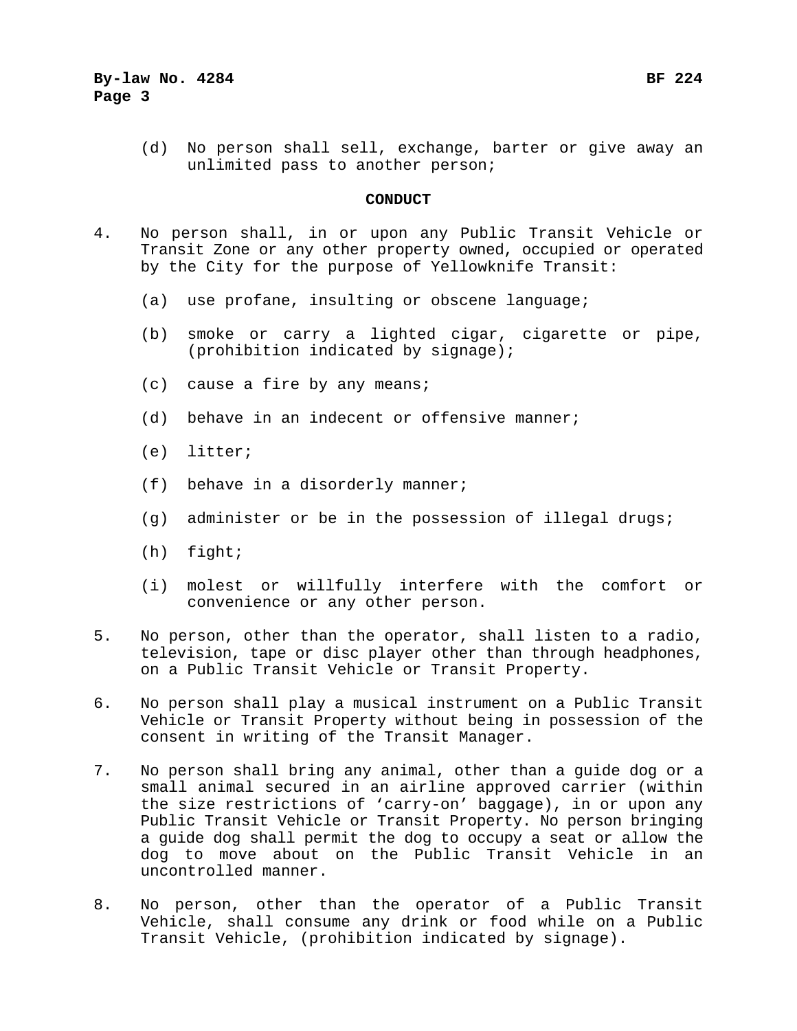(d) No person shall sell, exchange, barter or give away an unlimited pass to another person;

**CONDUCT**

4. No person shall, in or upon any Public Transit Vehicle or Transit Zone or any other property owned, occupied or operated by the City for the purpose of Yellowknife Transit:

   (a) use profane, insulting or obscene language;

   (b) smoke or carry a lighted cigar, cigarette or pipe, (prohibition indicated by signage);

   (c) cause a fire by any means;

   (d) behave in an indecent or offensive manner;

   (e) litter;

   (f) behave in a disorderly manner;

   (g) administer or be in the possession of illegal drugs;

   (h) fight;

   (i) molest or willfully interfere with the comfort or convenience or any other person.

5. No person, other than the operator, shall listen to a radio, television, tape or disc player other than through headphones, on a Public Transit Vehicle or Transit Property.

6. No person shall play a musical instrument on a Public Transit Vehicle or Transit Property without being in possession of the consent in writing of the Transit Manager.

7. No person shall bring any animal, other than a guide dog or a small animal secured in an airline approved carrier (within the size restrictions of ‘carry-on’ baggage), in or upon any Public Transit Vehicle or Transit Property. No person bringing a guide dog shall permit the dog to occupy a seat or allow the dog to move about on the Public Transit Vehicle in an uncontrolled manner.

8. No person, other than the operator of a Public Transit Vehicle, shall consume any drink or food while on a Public Transit Vehicle, (prohibition indicated by signage).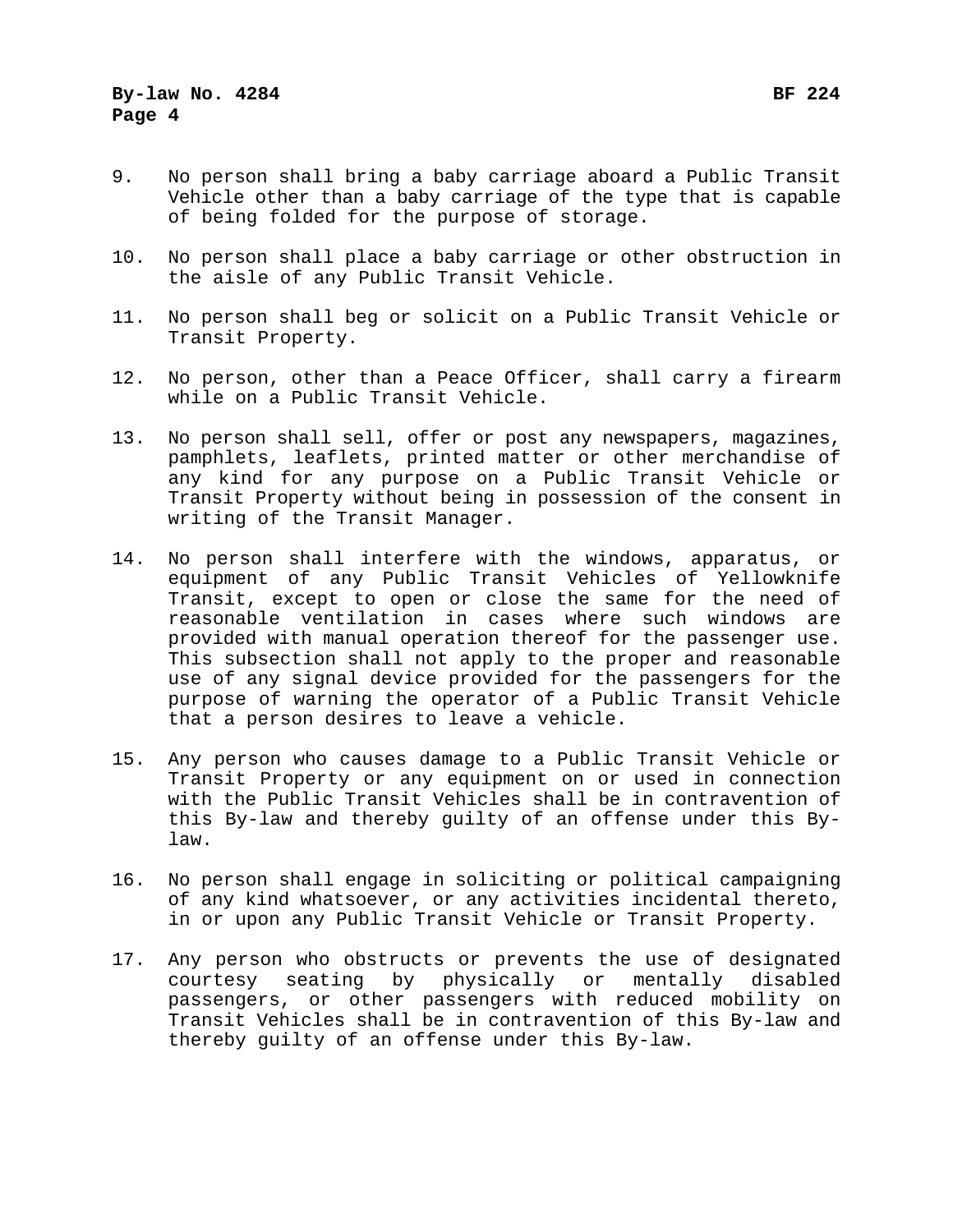9. No person shall bring a baby carriage aboard a Public Transit Vehicle other than a baby carriage of the type that is capable of being folded for the purpose of storage.

10. No person shall place a baby carriage or other obstruction in the aisle of any Public Transit Vehicle.

11. No person shall beg or solicit on a Public Transit Vehicle or Transit Property.

12. No person, other than a Peace Officer, shall carry a firearm while on a Public Transit Vehicle.

13. No person shall sell, offer or post any newspapers, magazines, pamphlets, leaflets, printed matter or other merchandise of any kind for any purpose on a Public Transit Vehicle or Transit Property without being in possession of the consent in writing of the Transit Manager.

14. No person shall interfere with the windows, apparatus, or equipment of any Public Transit Vehicles of Yellowknife Transit, except to open or close the same for the need of reasonable ventilation in cases where such windows are provided with manual operation thereof for the passenger use. This subsection shall not apply to the proper and reasonable use of any signal device provided for the passengers for the purpose of warning the operator of a Public Transit Vehicle that a person desires to leave a vehicle.

15. Any person who causes damage to a Public Transit Vehicle or Transit Property or any equipment on or used in connection with the Public Transit Vehicles shall be in contravention of this By-law and thereby guilty of an offense under this By-law.

16. No person shall engage in soliciting or political campaigning of any kind whatsoever, or any activities incidental thereto, in or upon any Public Transit Vehicle or Transit Property.

17. Any person who obstructs or prevents the use of designated courtesy seating by physically or mentally disabled passengers, or other passengers with reduced mobility on Transit Vehicles shall be in contravention of this By-law and thereby guilty of an offense under this By-law.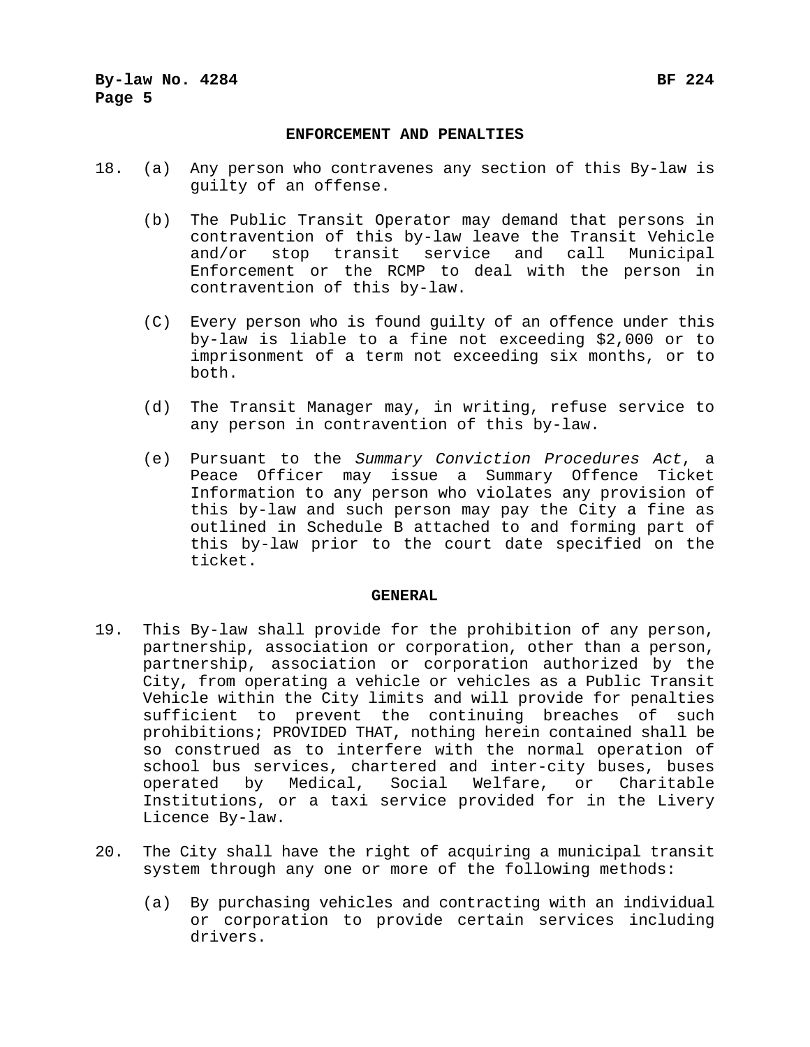## ENFORCEMENT AND PENALTIES

18. (a) Any person who contravenes any section of this By-law is guilty of an offense.

    (b) The Public Transit Operator may demand that persons in contravention of this by-law leave the Transit Vehicle and/or stop transit service and call Municipal Enforcement or the RCMP to deal with the person in contravention of this by-law.

    (C) Every person who is found guilty of an offence under this by-law is liable to a fine not exceeding $2,000 or to imprisonment of a term not exceeding six months, or to both.

    (d) The Transit Manager may, in writing, refuse service to any person in contravention of this by-law.

    (e) Pursuant to the *Summary Conviction Procedures Act*, a Peace Officer may issue a Summary Offence Ticket Information to any person who violates any provision of this by-law and such person may pay the City a fine as outlined in Schedule B attached to and forming part of this by-law prior to the court date specified on the ticket.

## GENERAL

19. This By-law shall provide for the prohibition of any person, partnership, association or corporation, other than a person, partnership, association or corporation authorized by the City, from operating a vehicle or vehicles as a Public Transit Vehicle within the City limits and will provide for penalties sufficient to prevent the continuing breaches of such prohibitions; PROVIDED THAT, nothing herein contained shall be so construed as to interfere with the normal operation of school bus services, chartered and inter-city buses, buses operated by Medical, Social Welfare, or Charitable Institutions, or a taxi service provided for in the Livery Licence By-law.

20. The City shall have the right of acquiring a municipal transit system through any one or more of the following methods:

    (a) By purchasing vehicles and contracting with an individual or corporation to provide certain services including drivers.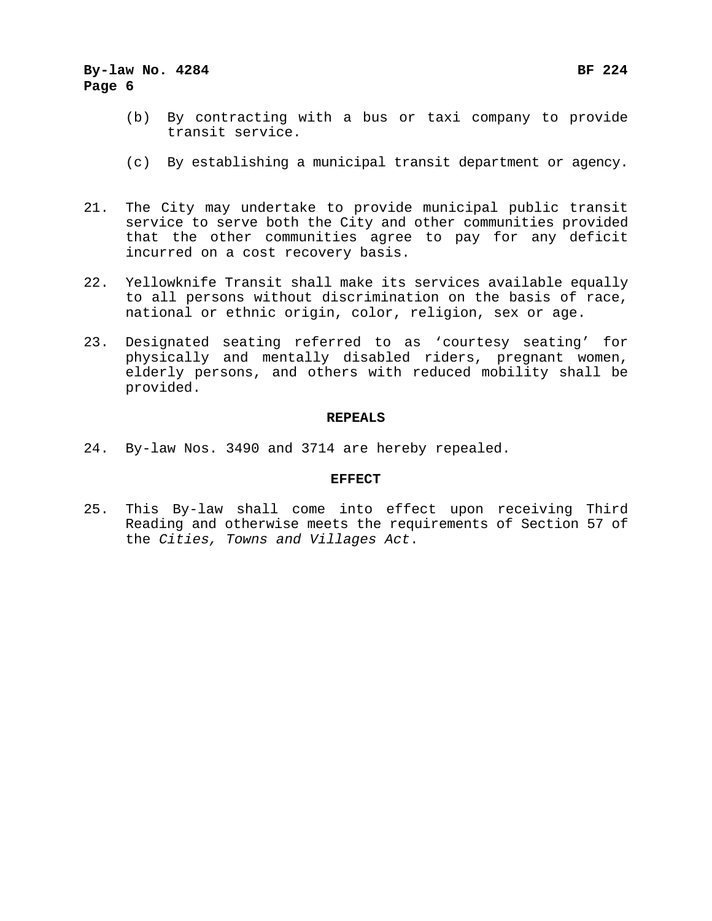(b) By contracting with a bus or taxi company to provide transit service.

(c) By establishing a municipal transit department or agency.

21. The City may undertake to provide municipal public transit service to serve both the City and other communities provided that the other communities agree to pay for any deficit incurred on a cost recovery basis.

22. Yellowknife Transit shall make its services available equally to all persons without discrimination on the basis of race, national or ethnic origin, color, religion, sex or age.

23. Designated seating referred to as 'courtesy seating' for physically and mentally disabled riders, pregnant women, elderly persons, and others with reduced mobility shall be provided.

## REPEALS

24. By-law Nos. 3490 and 3714 are hereby repealed.

## EFFECT

25. This By-law shall come into effect upon receiving Third Reading and otherwise meets the requirements of Section 57 of the *Cities, Towns and Villages Act*.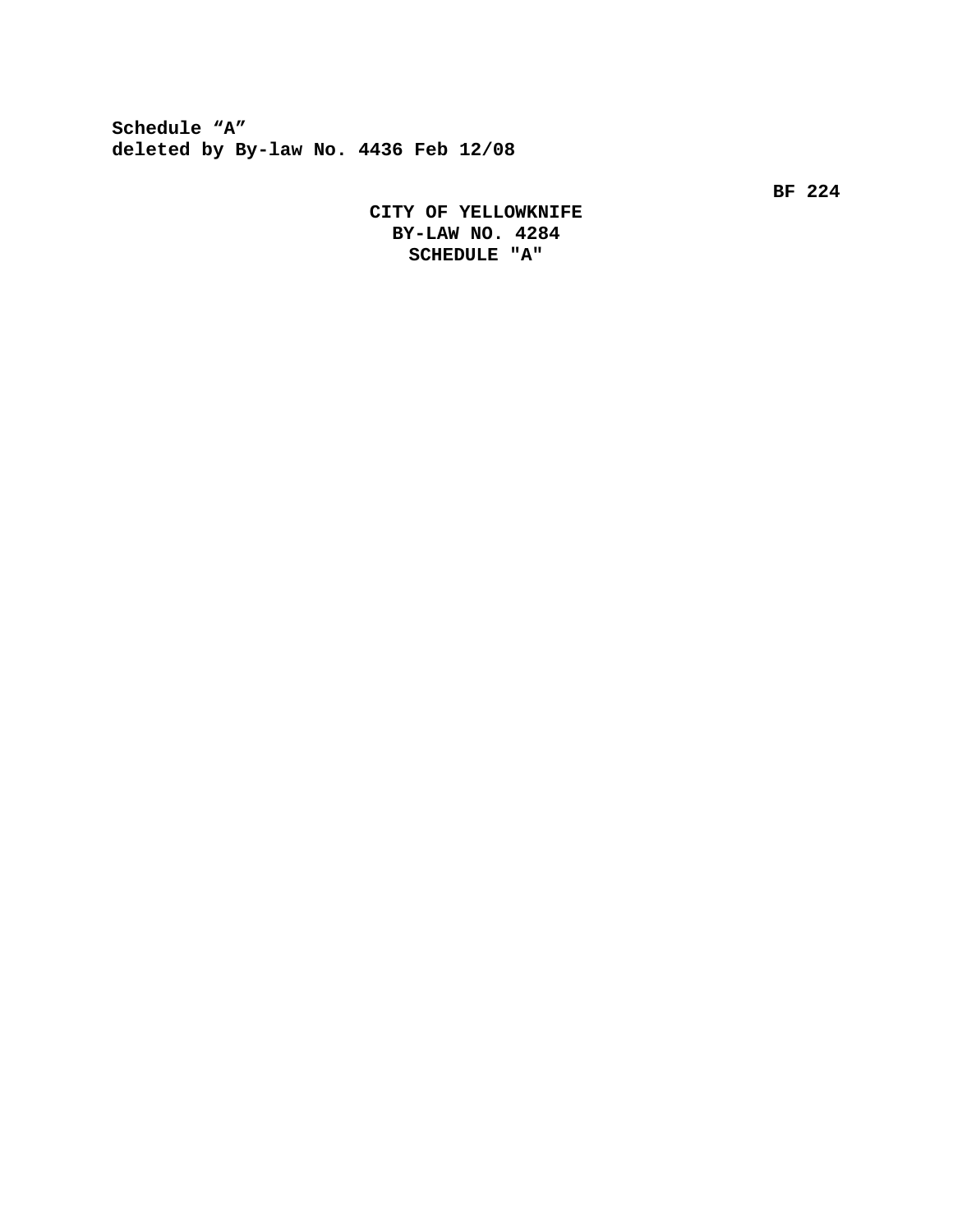**Schedule "A"**
**deleted by By-law No. 4436 Feb 12/08**

**BF 224**

**CITY OF YELLOWKNIFE**
**BY-LAW NO. 4284**
**SCHEDULE "A"**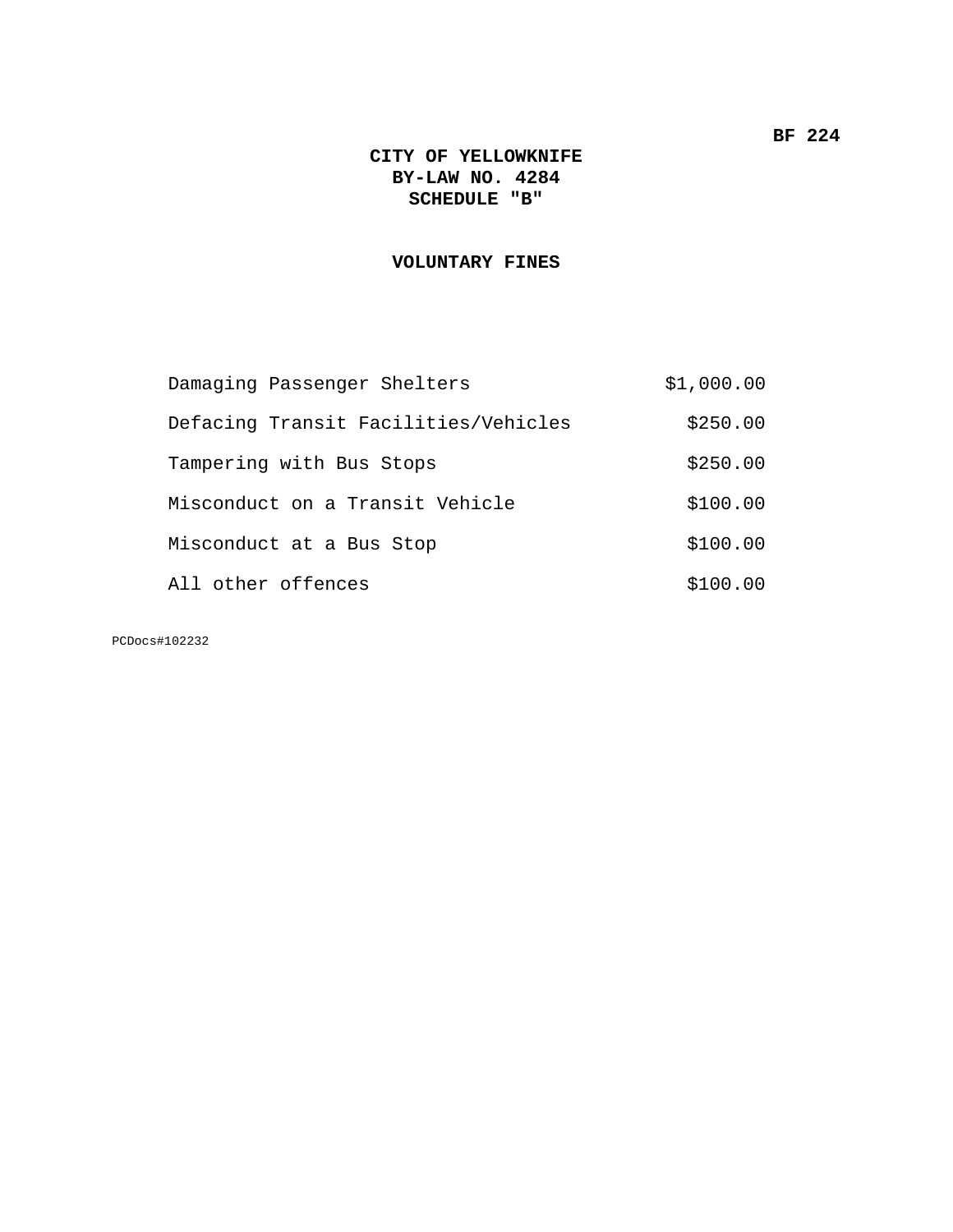**BF 224**

# CITY OF YELLOWKNIFE
# BY-LAW NO. 4284
# SCHEDULE "B"

## VOLUNTARY FINES

| | |
|---|---|
| Damaging Passenger Shelters | $1,000.00 |
| Defacing Transit Facilities/Vehicles | $250.00 |
| Tampering with Bus Stops | $250.00 |
| Misconduct on a Transit Vehicle | $100.00 |
| Misconduct at a Bus Stop | $100.00 |
| All other offences | $100.00 |

PCDocs#102232